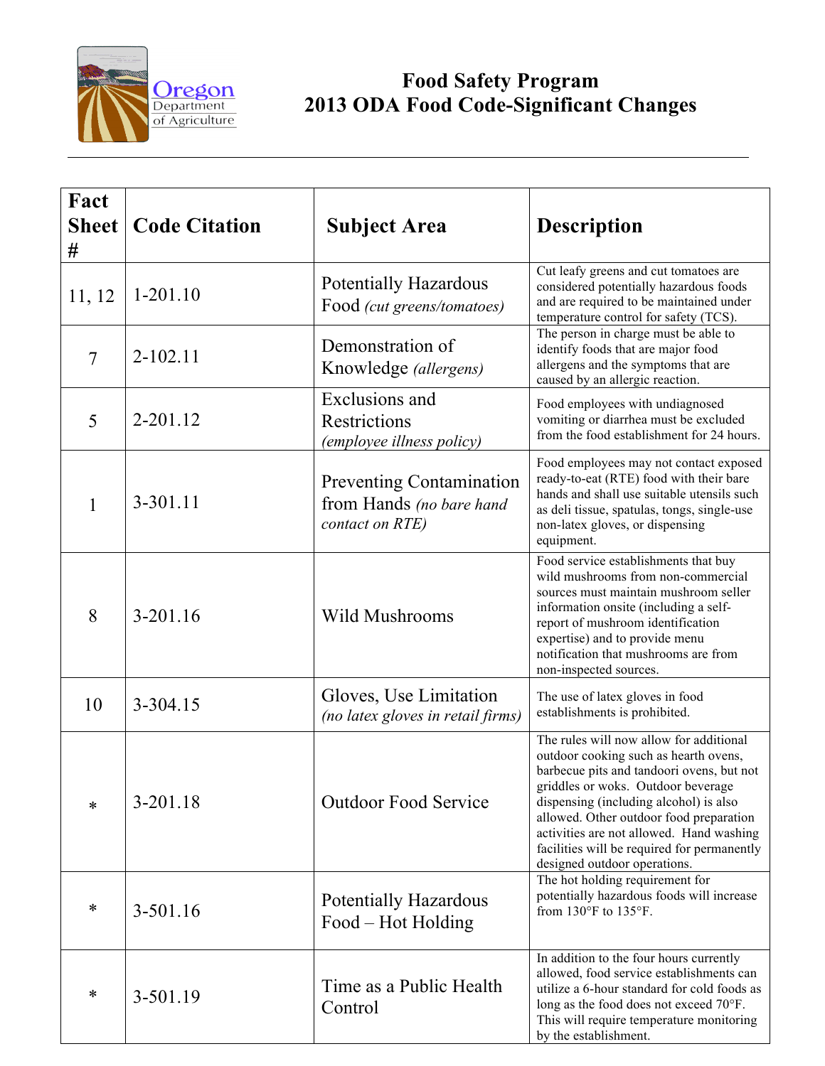Oregon Department of Agriculture

# Food Safety Program
## 2013 ODA Food Code-Significant Changes

| Fact Sheet # | Code Citation | Subject Area | Description |
|---|---|---|---|
| 11, 12 | 1-201.10 | Potentially Hazardous Food *(cut greens/tomatoes)* | Cut leafy greens and cut tomatoes are considered potentially hazardous foods and are required to be maintained under temperature control for safety (TCS). |
| 7 | 2-102.11 | Demonstration of Knowledge *(allergens)* | The person in charge must be able to identify foods that are major food allergens and the symptoms that are caused by an allergic reaction. |
| 5 | 2-201.12 | Exclusions and Restrictions *(employee illness policy)* | Food employees with undiagnosed vomiting or diarrhea must be excluded from the food establishment for 24 hours. |
| 1 | 3-301.11 | Preventing Contamination from Hands *(no bare hand contact on RTE)* | Food employees may not contact exposed ready-to-eat (RTE) food with their bare hands and shall use suitable utensils such as deli tissue, spatulas, tongs, single-use non-latex gloves, or dispensing equipment. |
| 8 | 3-201.16 | Wild Mushrooms | Food service establishments that buy wild mushrooms from non-commercial sources must maintain mushroom seller information onsite (including a self-report of mushroom identification expertise) and to provide menu notification that mushrooms are from non-inspected sources. |
| 10 | 3-304.15 | Gloves, Use Limitation *(no latex gloves in retail firms)* | The use of latex gloves in food establishments is prohibited. |
| * | 3-201.18 | Outdoor Food Service | The rules will now allow for additional outdoor cooking such as hearth ovens, barbecue pits and tandoori ovens, but not griddles or woks. Outdoor beverage dispensing (including alcohol) is also allowed. Other outdoor food preparation activities are not allowed. Hand washing facilities will be required for permanently designed outdoor operations. |
| * | 3-501.16 | Potentially Hazardous Food – Hot Holding | The hot holding requirement for potentially hazardous foods will increase from 130°F to 135°F. |
| * | 3-501.19 | Time as a Public Health Control | In addition to the four hours currently allowed, food service establishments can utilize a 6-hour standard for cold foods as long as the food does not exceed 70°F. This will require temperature monitoring by the establishment. |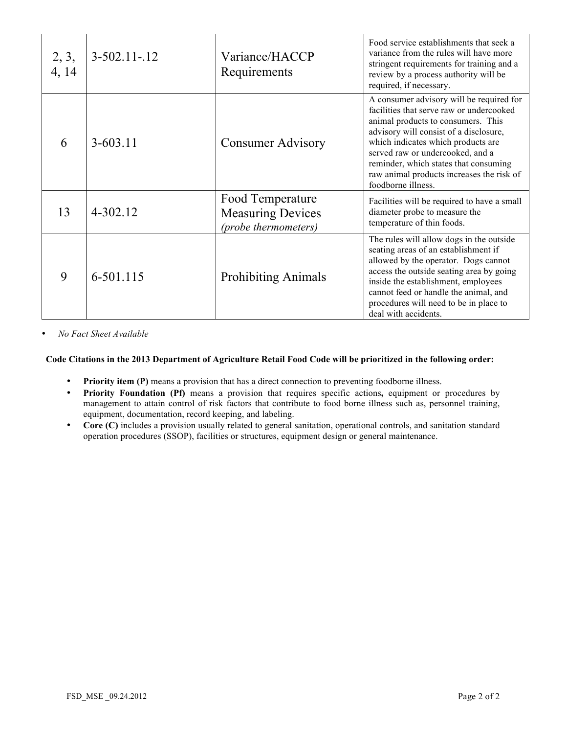| | | | |
|---|---|---|---|
| 2, 3, 4, 14 | 3-502.11-.12 | Variance/HACCP Requirements | Food service establishments that seek a variance from the rules will have more stringent requirements for training and a review by a process authority will be required, if necessary. |
| 6 | 3-603.11 | Consumer Advisory | A consumer advisory will be required for facilities that serve raw or undercooked animal products to consumers. This advisory will consist of a disclosure, which indicates which products are served raw or undercooked, and a reminder, which states that consuming raw animal products increases the risk of foodborne illness. |
| 13 | 4-302.12 | Food Temperature Measuring Devices *(probe thermometers)* | Facilities will be required to have a small diameter probe to measure the temperature of thin foods. |
| 9 | 6-501.115 | Prohibiting Animals | The rules will allow dogs in the outside seating areas of an establishment if allowed by the operator. Dogs cannot access the outside seating area by going inside the establishment, employees cannot feed or handle the animal, and procedures will need to be in place to deal with accidents. |

- *No Fact Sheet Available*

**Code Citations in the 2013 Department of Agriculture Retail Food Code will be prioritized in the following order:**

- **Priority item (P)** means a provision that has a direct connection to preventing foodborne illness.
- **Priority Foundation (Pf)** means a provision that requires specific actions**,** equipment or procedures by management to attain control of risk factors that contribute to food borne illness such as, personnel training, equipment, documentation, record keeping, and labeling.
- **Core (C)** includes a provision usually related to general sanitation, operational controls, and sanitation standard operation procedures (SSOP), facilities or structures, equipment design or general maintenance.

FSD_MSE _09.24.2012